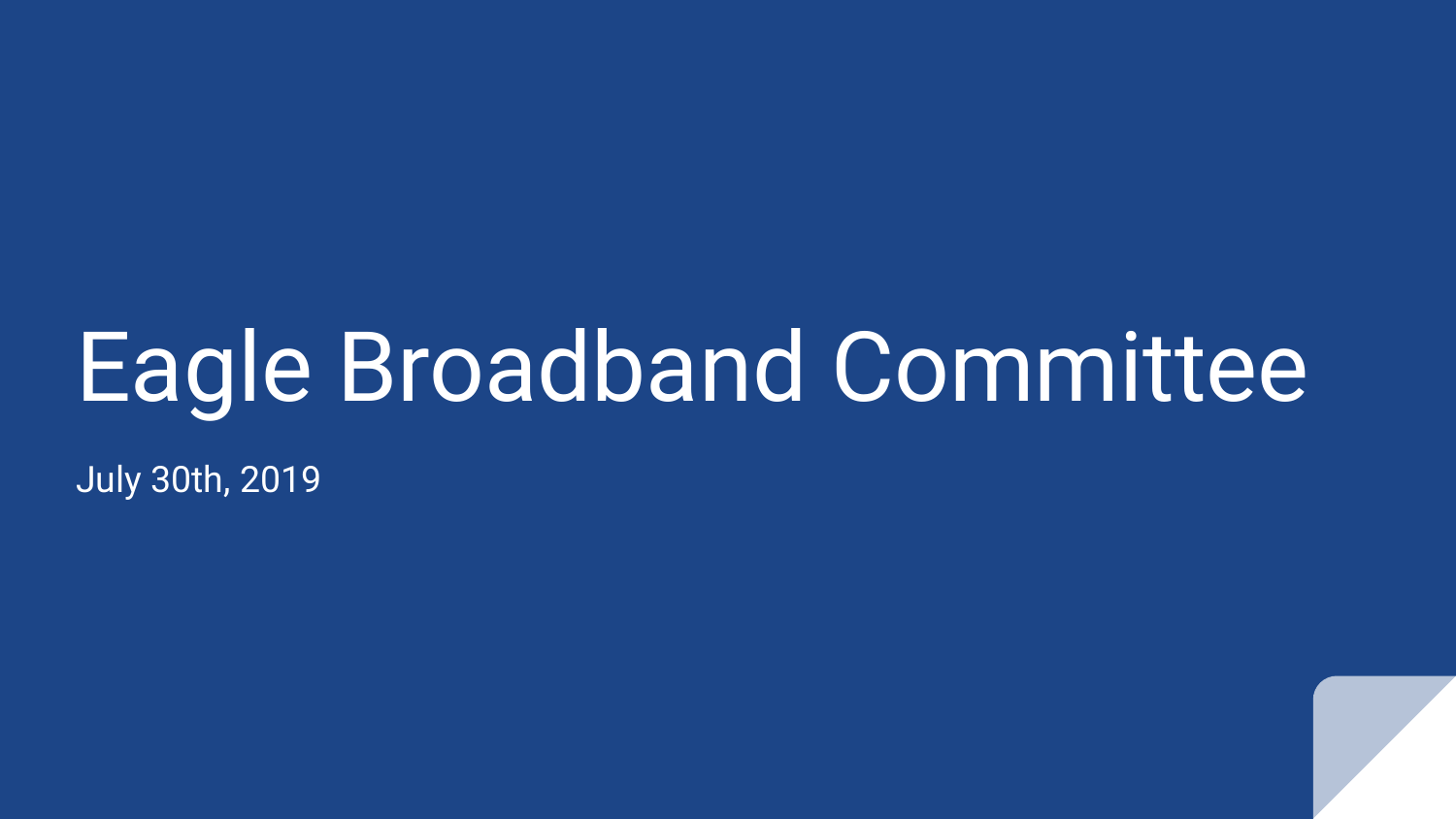# Eagle Broadband Committee

July 30th, 2019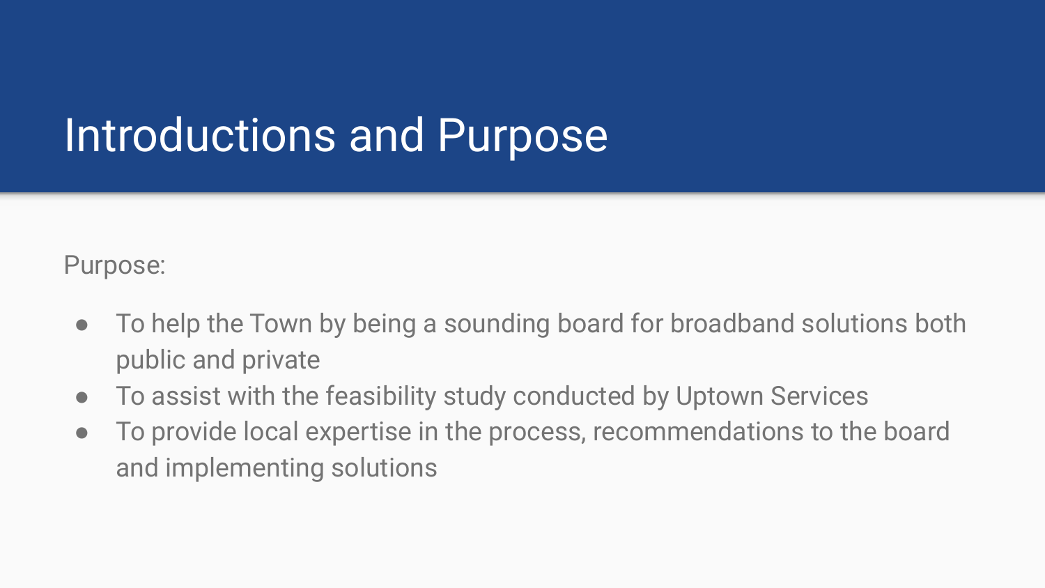# Introductions and Purpose

Purpose:

- To help the Town by being a sounding board for broadband solutions both public and private
- To assist with the feasibility study conducted by Uptown Services
- To provide local expertise in the process, recommendations to the board and implementing solutions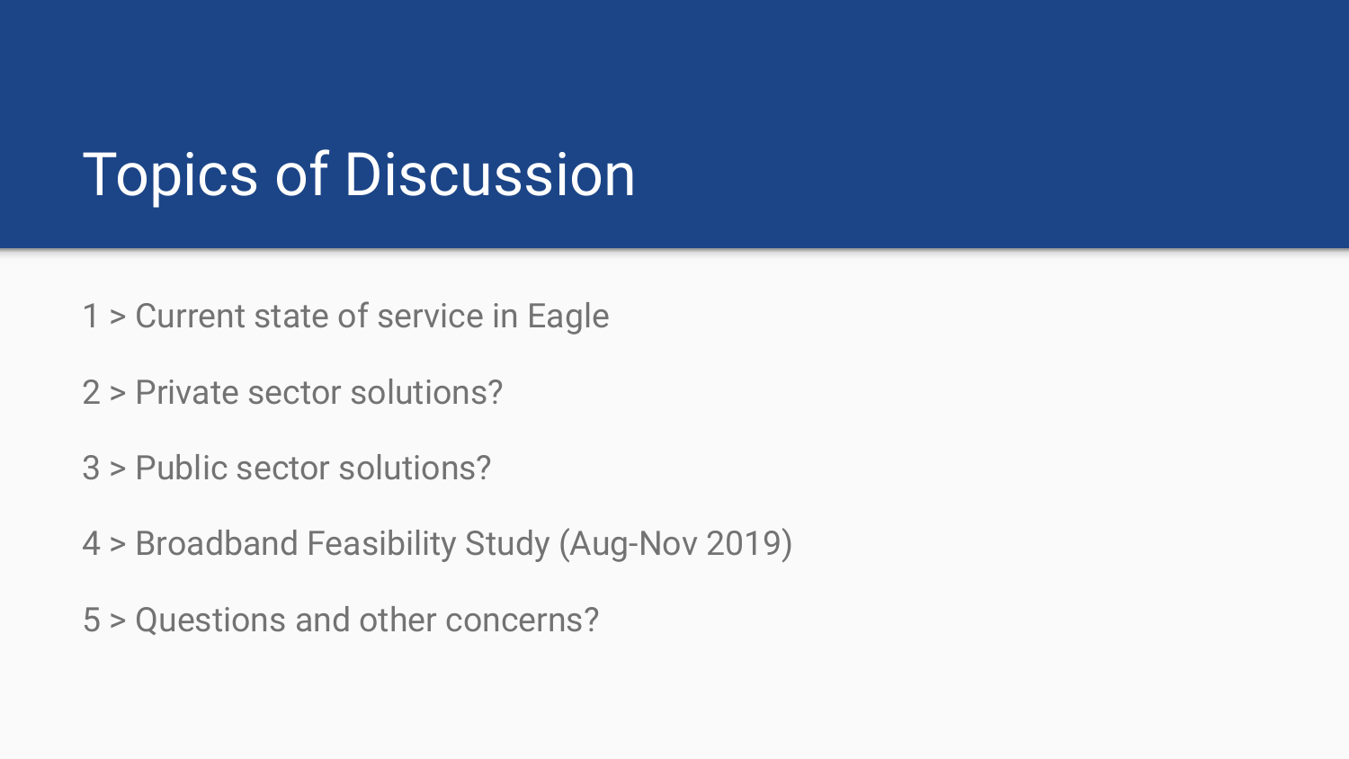# Topics of Discussion

1 > Current state of service in Eagle

2 > Private sector solutions?

3 > Public sector solutions?

4 > Broadband Feasibility Study (Aug-Nov 2019)

5 > Questions and other concerns?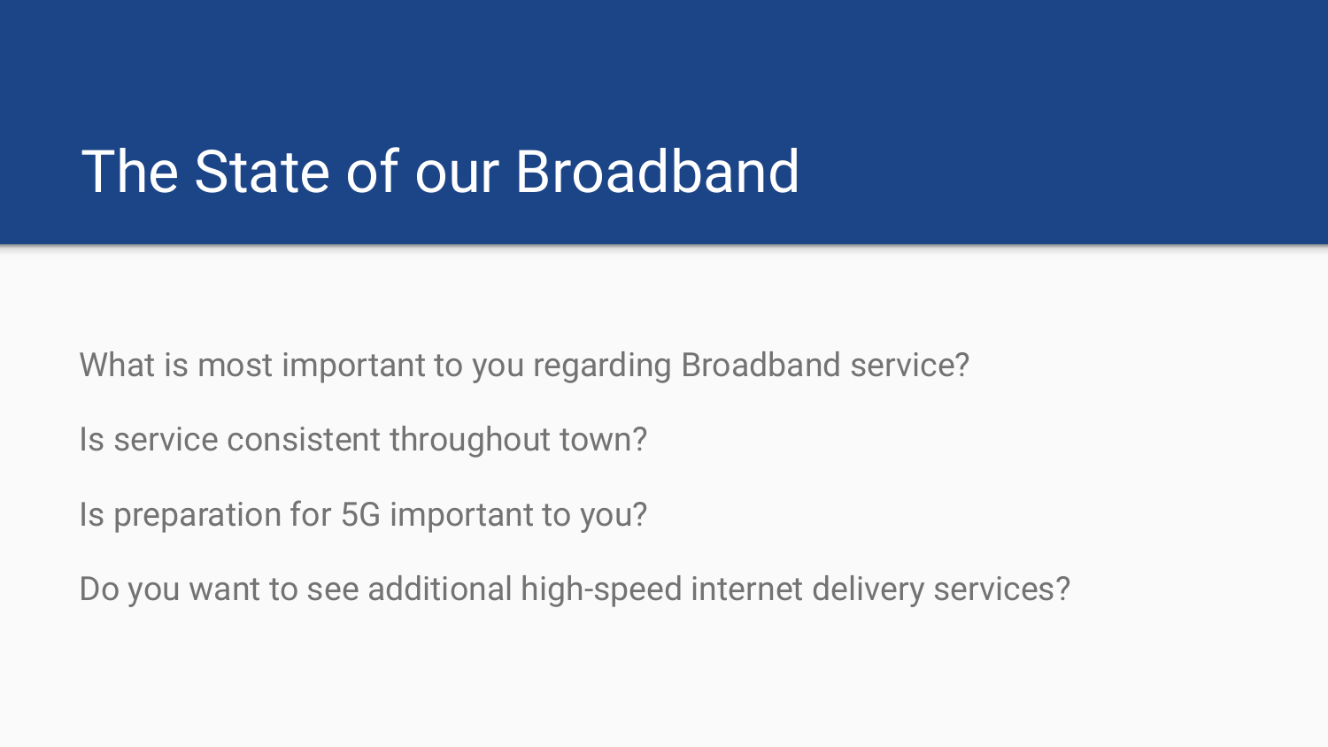# The State of our Broadband

What is most important to you regarding Broadband service?

Is service consistent throughout town?

Is preparation for 5G important to you?

Do you want to see additional high-speed internet delivery services?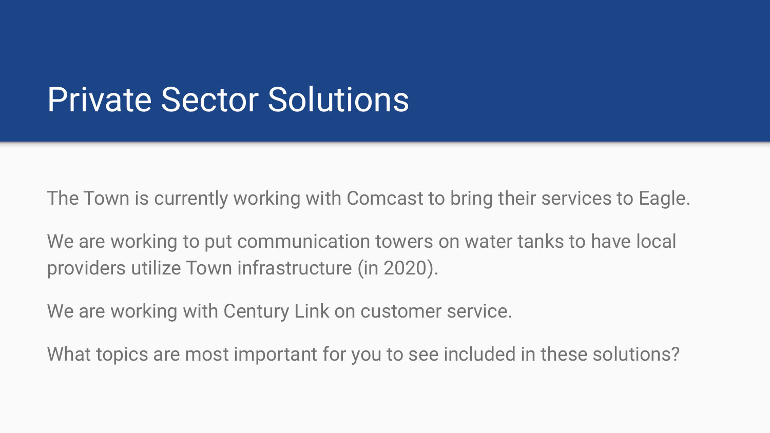# Private Sector Solutions

The Town is currently working with Comcast to bring their services to Eagle.

We are working to put communication towers on water tanks to have local providers utilize Town infrastructure (in 2020).

We are working with Century Link on customer service.

What topics are most important for you to see included in these solutions?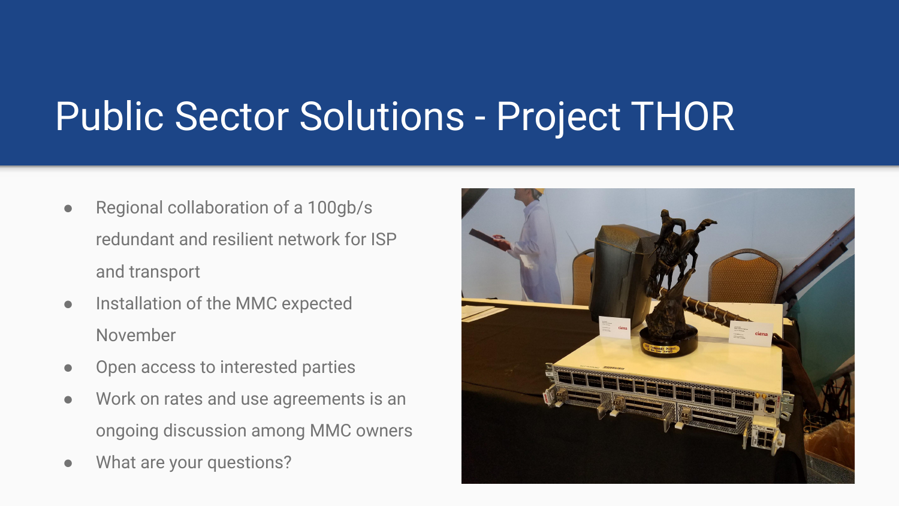# Public Sector Solutions - Project THOR

- Regional collaboration of a 100gb/s redundant and resilient network for ISP and transport
- Installation of the MMC expected November
- Open access to interested parties
- Work on rates and use agreements is an ongoing discussion among MMC owners
- What are your questions?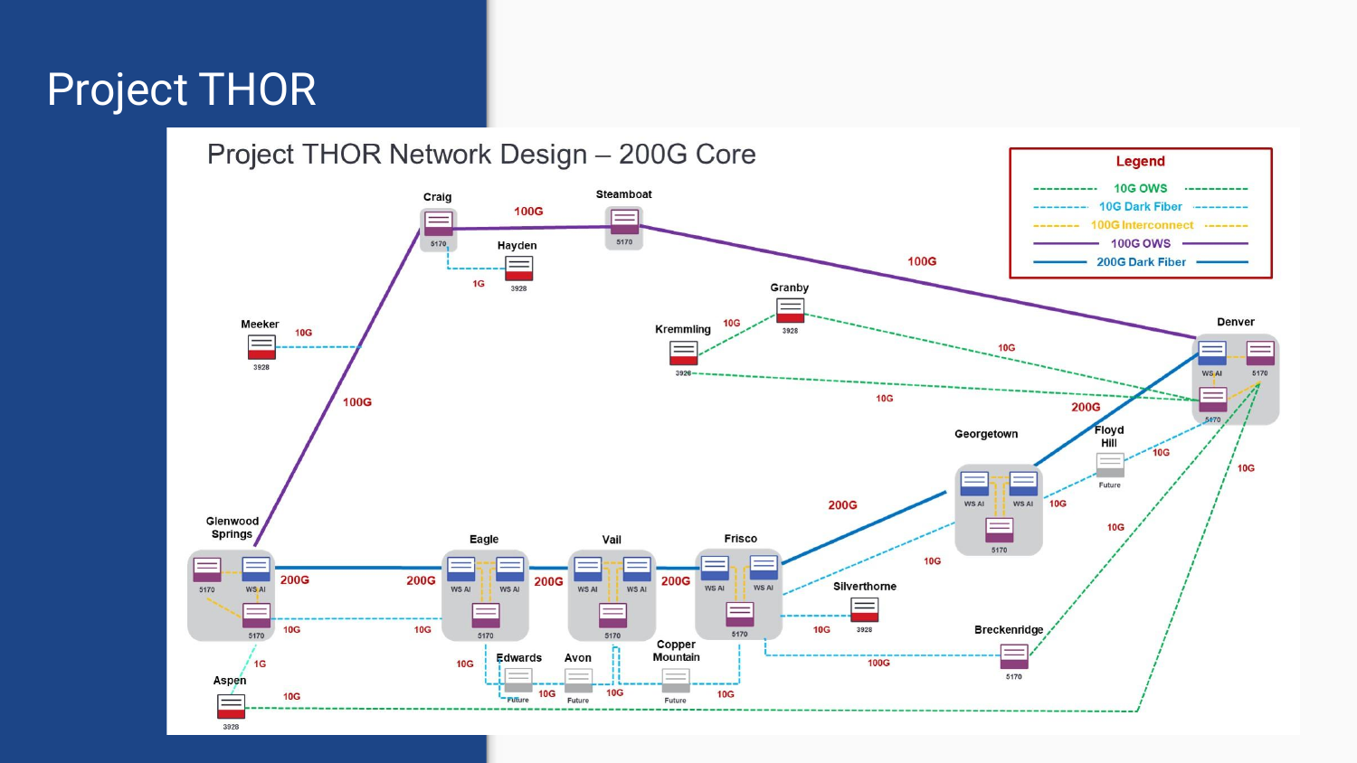# Project THOR

## Project THOR Network Design – 200G Core

**Legend**

- 10G OWS
- 10G Dark Fiber
- 100G Interconnect
- 100G OWS
- 200G Dark Fiber

Craig — 5170
Steamboat — 5170
Hayden — 3928
Meeker — 3928
Granby — 3928
Kremmling — 3928
Denver — WS AI, 5170, 5170
Georgetown — WS AI, WS AI, 5170
Floyd Hill — Future
Glenwood Springs — 5170, WS AI, 5170
Eagle — WS AI, WS AI, 5170
Vail — WS AI, WS AI, 5170
Frisco — WS AI, WS AI, 5170
Silverthorne — 3928
Breckenridge — 5170
Aspen — 3928
Edwards — Future
Avon — Future
Copper Mountain — Future

Link labels: 100G, 100G, 100G, 1G, 10G, 10G, 10G, 10G, 200G, 200G, 200G, 200G, 200G, 200G, 10G, 10G, 10G, 10G, 10G, 10G, 10G, 1G, 10G, 10G, 10G, 10G, 10G, 100G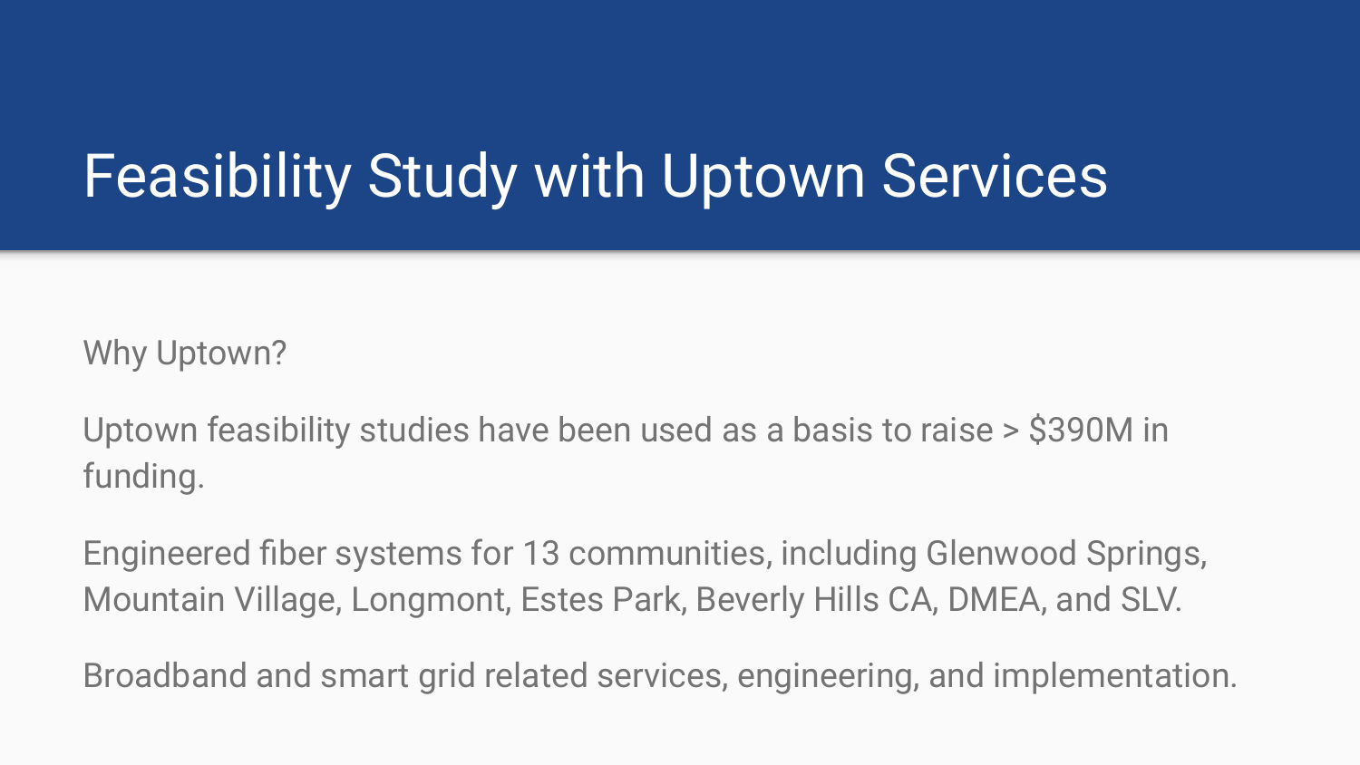# Feasibility Study with Uptown Services

Why Uptown?

Uptown feasibility studies have been used as a basis to raise > $390M in funding.

Engineered fiber systems for 13 communities, including Glenwood Springs, Mountain Village, Longmont, Estes Park, Beverly Hills CA, DMEA, and SLV.

Broadband and smart grid related services, engineering, and implementation.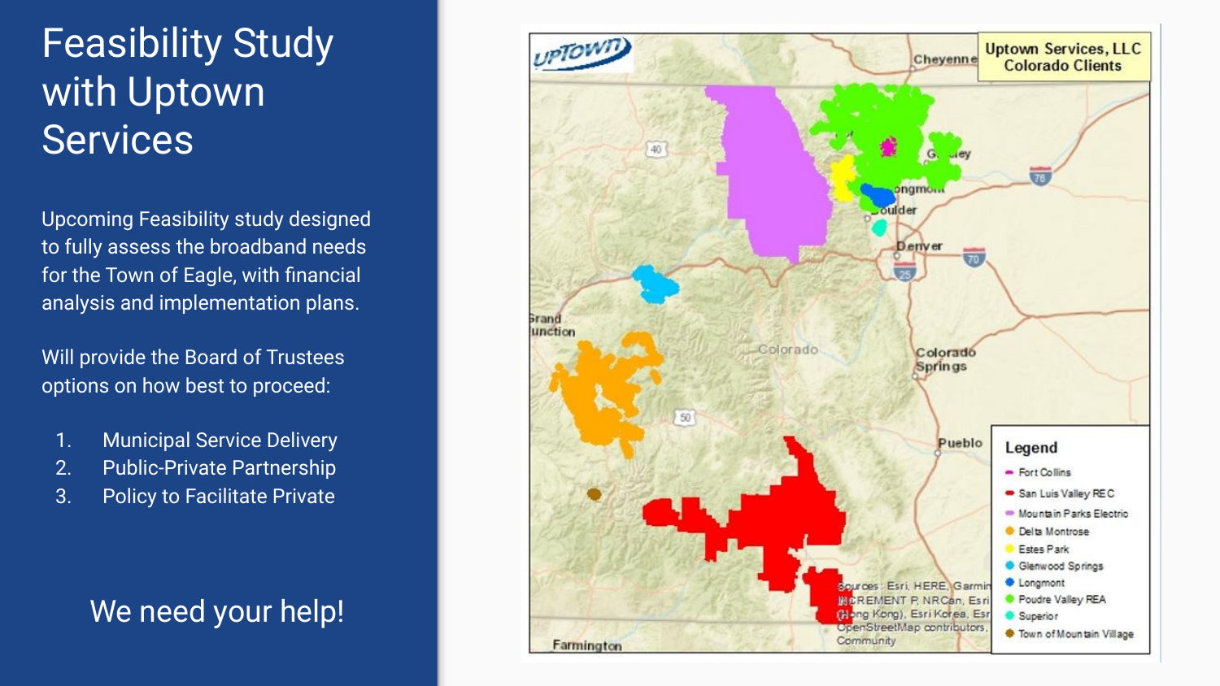# Feasibility Study with Uptown Services

Upcoming Feasibility study designed to fully assess the broadband needs for the Town of Eagle, with financial analysis and implementation plans.

Will provide the Board of Trustees options on how best to proceed:

1. Municipal Service Delivery
2. Public-Private Partnership
3. Policy to Facilitate Private

We need your help!

**Uptown Services, LLC Colorado Clients**

Legend

- Fort Collins
- San Luis Valley REC
- Mountain Parks Electric
- Delta Montrose
- Estes Park
- Glenwood Springs
- Longmont
- Poudre Valley REA
- Superior
- Town of Mountain Village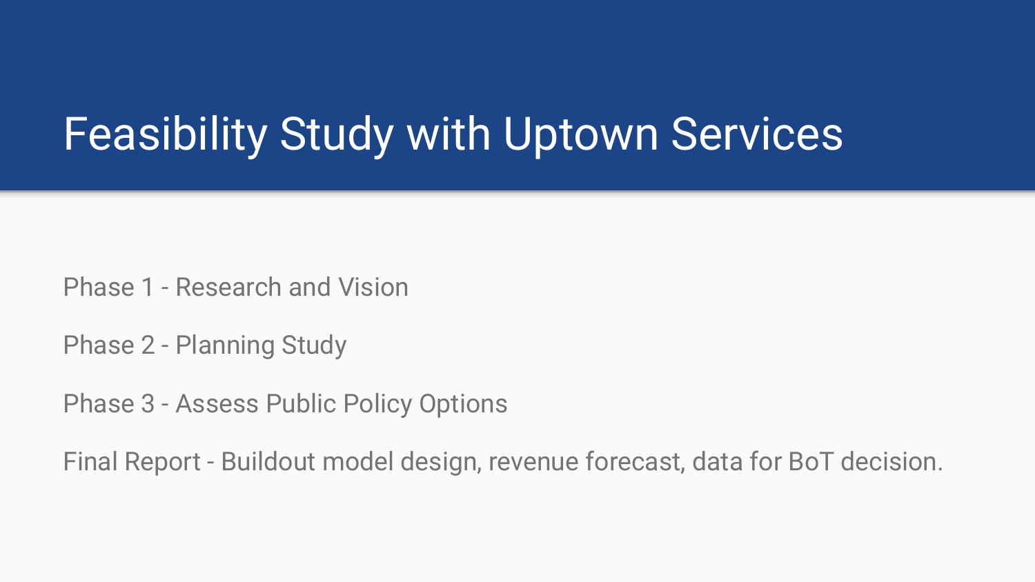# Feasibility Study with Uptown Services

Phase 1 - Research and Vision

Phase 2 - Planning Study

Phase 3 - Assess Public Policy Options

Final Report - Buildout model design, revenue forecast, data for BoT decision.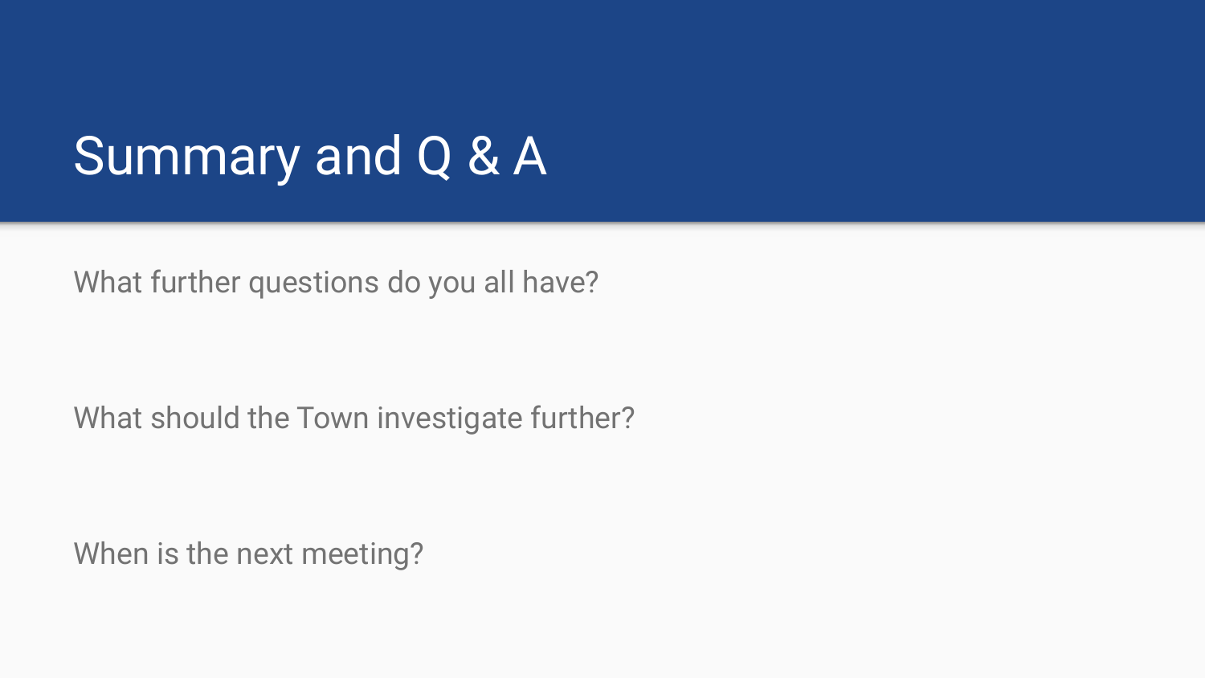# Summary and Q & A

What further questions do you all have?

What should the Town investigate further?

When is the next meeting?